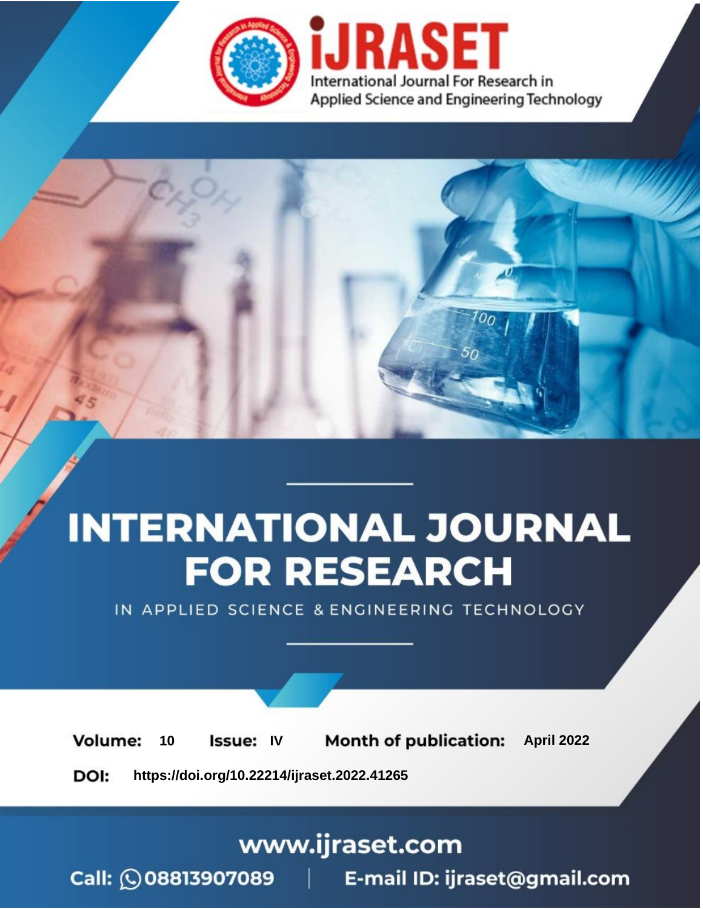# INTERNATIONAL JOURNAL FOR RESEARCH

IN APPLIED SCIENCE & ENGINEERING TECHNOLOGY

**Volume:** 10 **Issue:** IV **Month of publication:** April 2022

**DOI:** https://doi.org/10.22214/ijraset.2022.41265

www.ijraset.com

Call: 08813907089 | E-mail ID: ijraset@gmail.com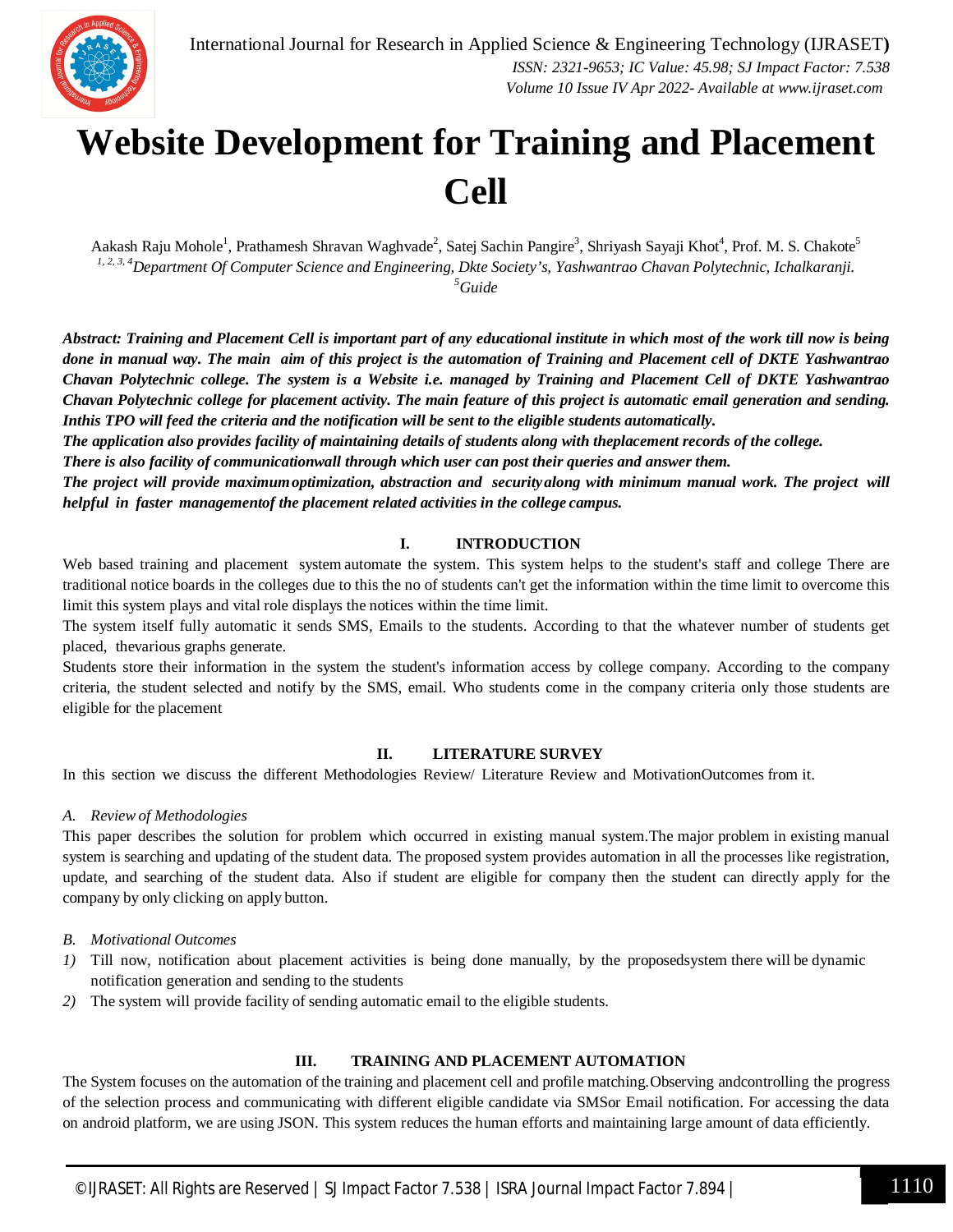# Website Development for Training and Placement Cell

Aakash Raju Mohole[1], Prathamesh Shravan Waghvade[2], Satej Sachin Pangire[3], Shriyash Sayaji Khot[4], Prof. M. S. Chakote[5]

[1, 2, 3, 4]*Department Of Computer Science and Engineering, Dkte Society's, Yashwantrao Chavan Polytechnic, Ichalkaranji.*

[5]*Guide*

***Abstract: Training and Placement Cell is important part of any educational institute in which most of the work till now is being done in manual way. The main aim of this project is the automation of Training and Placement cell of DKTE Yashwantrao Chavan Polytechnic college. The system is a Website i.e. managed by Training and Placement Cell of DKTE Yashwantrao Chavan Polytechnic college for placement activity. The main feature of this project is automatic email generation and sending. Inthis TPO will feed the criteria and the notification will be sent to the eligible students automatically.***

***The application also provides facility of maintaining details of students along with theplacement records of the college.***

***There is also facility of communicationwall through which user can post their queries and answer them.***

***The project will provide maximumoptimization, abstraction and securityalong with minimum manual work. The project will helpful in faster managementof the placement related activities in the college campus.***

## I. INTRODUCTION

Web based training and placement system automate the system. This system helps to the student's staff and college There are traditional notice boards in the colleges due to this the no of students can't get the information within the time limit to overcome this limit this system plays and vital role displays the notices within the time limit.

The system itself fully automatic it sends SMS, Emails to the students. According to that the whatever number of students get placed, thevarious graphs generate.

Students store their information in the system the student's information access by college company. According to the company criteria, the student selected and notify by the SMS, email. Who students come in the company criteria only those students are eligible for the placement

## II. LITERATURE SURVEY

In this section we discuss the different Methodologies Review/ Literature Review and MotivationOutcomes from it.

### *A. Review of Methodologies*

This paper describes the solution for problem which occurred in existing manual system.The major problem in existing manual system is searching and updating of the student data. The proposed system provides automation in all the processes like registration, update, and searching of the student data. Also if student are eligible for company then the student can directly apply for the company by only clicking on apply button.

### *B. Motivational Outcomes*

1) Till now, notification about placement activities is being done manually, by the proposedsystem there will be dynamic notification generation and sending to the students
2) The system will provide facility of sending automatic email to the eligible students.

## III. TRAINING AND PLACEMENT AUTOMATION

The System focuses on the automation of the training and placement cell and profile matching.Observing andcontrolling the progress of the selection process and communicating with different eligible candidate via SMSor Email notification. For accessing the data on android platform, we are using JSON. This system reduces the human efforts and maintaining large amount of data efficiently.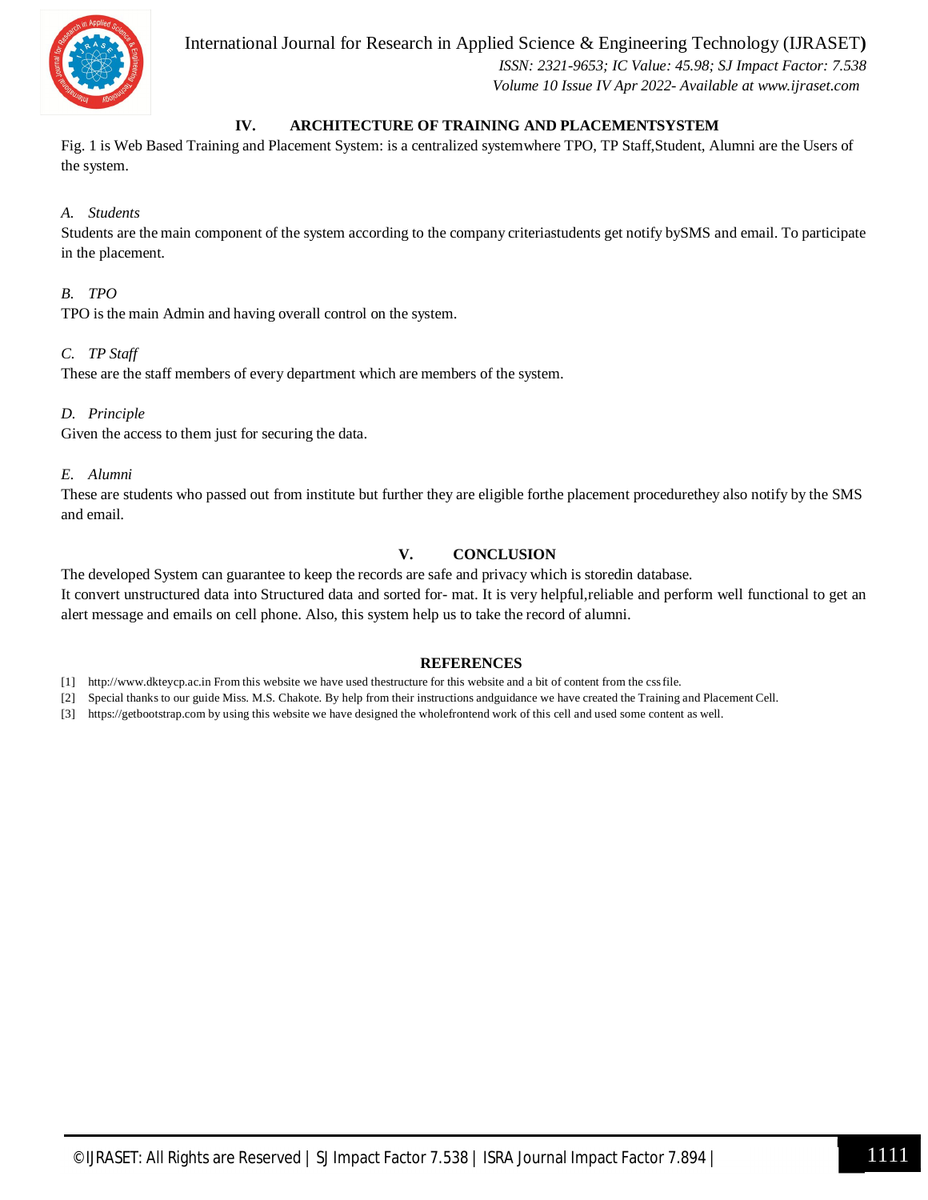## IV. ARCHITECTURE OF TRAINING AND PLACEMENTSYSTEM

Fig. 1 is Web Based Training and Placement System: is a centralized systemwhere TPO, TP Staff,Student, Alumni are the Users of the system.

### *A. Students*

Students are the main component of the system according to the company criteriastudents get notify bySMS and email. To participate in the placement.

### *B. TPO*

TPO is the main Admin and having overall control on the system.

### *C. TP Staff*

These are the staff members of every department which are members of the system.

### *D. Principle*

Given the access to them just for securing the data.

### *E. Alumni*

These are students who passed out from institute but further they are eligible forthe placement procedurethey also notify by the SMS and email.

## V. CONCLUSION

The developed System can guarantee to keep the records are safe and privacy which is storedin database.

It convert unstructured data into Structured data and sorted for- mat. It is very helpful,reliable and perform well functional to get an alert message and emails on cell phone. Also, this system help us to take the record of alumni.

## REFERENCES

[1] http://www.dkteycp.ac.in From this website we have used thestructure for this website and a bit of content from the css file.

[2] Special thanks to our guide Miss. M.S. Chakote. By help from their instructions andguidance we have created the Training and Placement Cell.

[3] https://getbootstrap.com by using this website we have designed the wholefrontend work of this cell and used some content as well.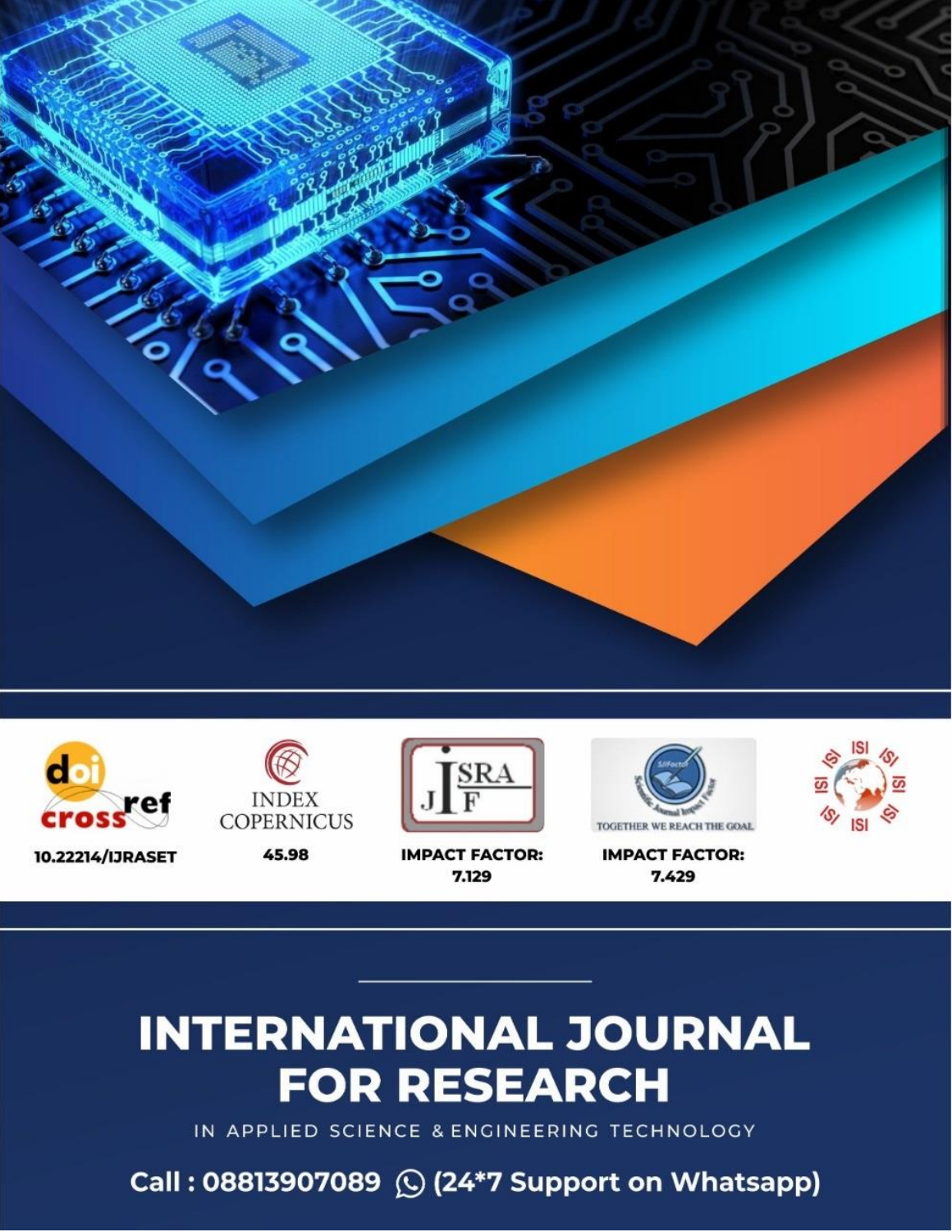10.22214/IJRASET

INDEX COPERNICUS

45.98

IMPACT FACTOR: 7.129

IMPACT FACTOR: 7.429

TOGETHER WE REACH THE GOAL

# INTERNATIONAL JOURNAL FOR RESEARCH

IN APPLIED SCIENCE & ENGINEERING TECHNOLOGY

Call : 08813907089 (24*7 Support on Whatsapp)